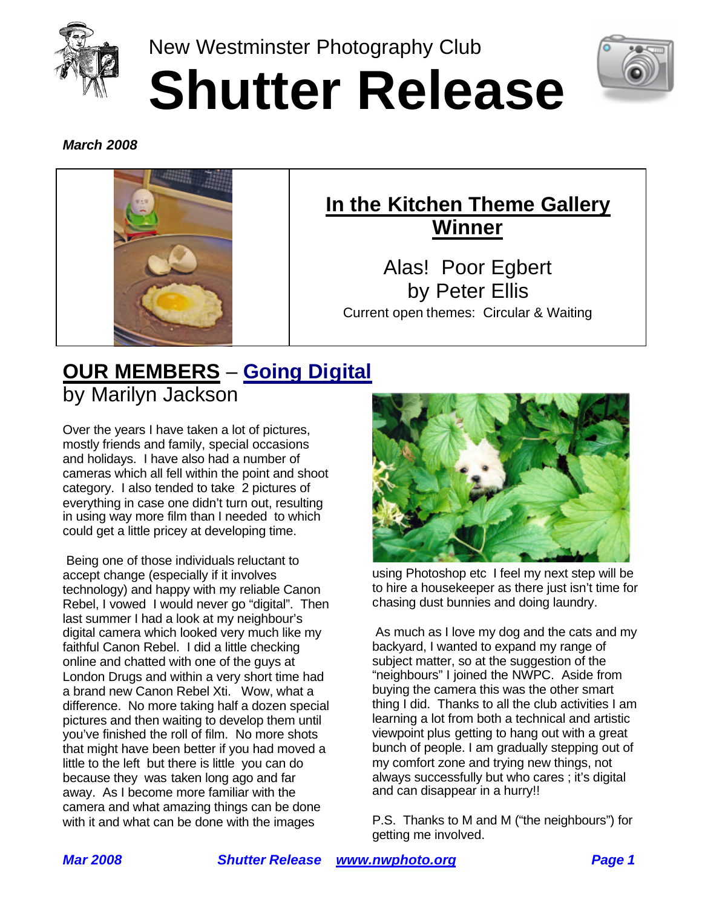New Westminster Photography Club

# Shutter Release

***March 2008***

## In the Kitchen Theme Gallery Winner

Alas! Poor Egbert
by Peter Ellis

Current open themes: Circular & Waiting

## OUR MEMBERS – Going Digital

by Marilyn Jackson

Over the years I have taken a lot of pictures, mostly friends and family, special occasions and holidays. I have also had a number of cameras which all fell within the point and shoot category. I also tended to take 2 pictures of everything in case one didn't turn out, resulting in using way more film than I needed to which could get a little pricey at developing time.

Being one of those individuals reluctant to accept change (especially if it involves technology) and happy with my reliable Canon Rebel, I vowed I would never go "digital". Then last summer I had a look at my neighbour's digital camera which looked very much like my faithful Canon Rebel. I did a little checking online and chatted with one of the guys at London Drugs and within a very short time had a brand new Canon Rebel Xti. Wow, what a difference. No more taking half a dozen special pictures and then waiting to develop them until you've finished the roll of film. No more shots that might have been better if you had moved a little to the left but there is little you can do because they was taken long ago and far away. As I become more familiar with the camera and what amazing things can be done with it and what can be done with the images using Photoshop etc I feel my next step will be to hire a housekeeper as there just isn't time for chasing dust bunnies and doing laundry.

As much as I love my dog and the cats and my backyard, I wanted to expand my range of subject matter, so at the suggestion of the "neighbours" I joined the NWPC. Aside from buying the camera this was the other smart thing I did. Thanks to all the club activities I am learning a lot from both a technical and artistic viewpoint plus getting to hang out with a great bunch of people. I am gradually stepping out of my comfort zone and trying new things, not always successfully but who cares ; it's digital and can disappear in a hurry!!

P.S. Thanks to M and M ("the neighbours") for getting me involved.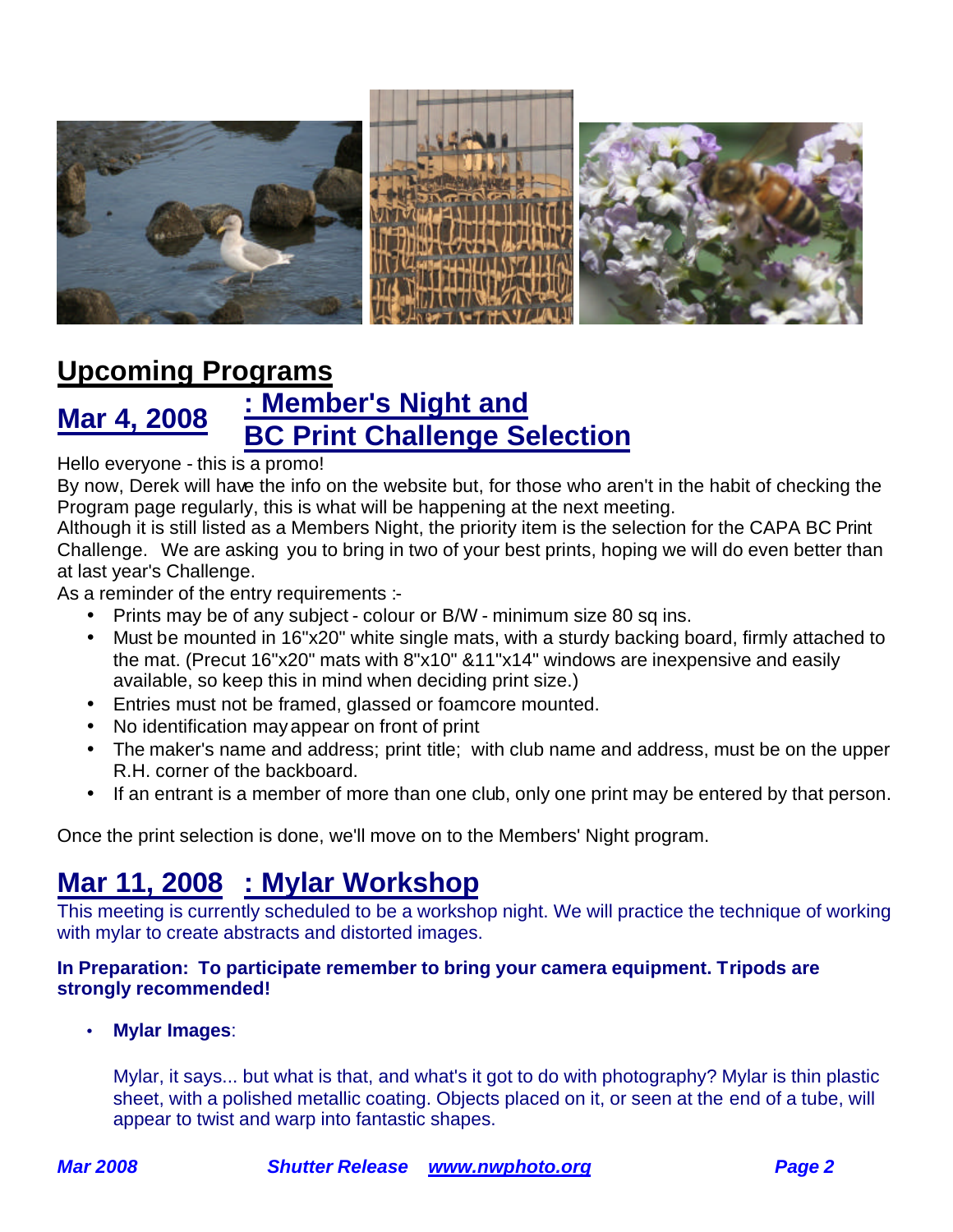## Upcoming Programs

### Mar 4, 2008 : Member's Night and BC Print Challenge Selection

Hello everyone - this is a promo!
By now, Derek will have the info on the website but, for those who aren't in the habit of checking the Program page regularly, this is what will be happening at the next meeting.
Although it is still listed as a Members Night, the priority item is the selection for the CAPA BC Print Challenge. We are asking you to bring in two of your best prints, hoping we will do even better than at last year's Challenge.
As a reminder of the entry requirements :-

- Prints may be of any subject - colour or B/W - minimum size 80 sq ins.
- Must be mounted in 16"x20" white single mats, with a sturdy backing board, firmly attached to the mat. (Precut 16"x20" mats with 8"x10" &11"x14" windows are inexpensive and easily available, so keep this in mind when deciding print size.)
- Entries must not be framed, glassed or foamcore mounted.
- No identification may appear on front of print
- The maker's name and address; print title; with club name and address, must be on the upper R.H. corner of the backboard.
- If an entrant is a member of more than one club, only one print may be entered by that person.

Once the print selection is done, we'll move on to the Members' Night program.

### Mar 11, 2008 : Mylar Workshop

This meeting is currently scheduled to be a workshop night. We will practice the technique of working with mylar to create abstracts and distorted images.

**In Preparation: To participate remember to bring your camera equipment. Tripods are strongly recommended!**

- **Mylar Images**:

  Mylar, it says... but what is that, and what's it got to do with photography? Mylar is thin plastic sheet, with a polished metallic coating. Objects placed on it, or seen at the end of a tube, will appear to twist and warp into fantastic shapes.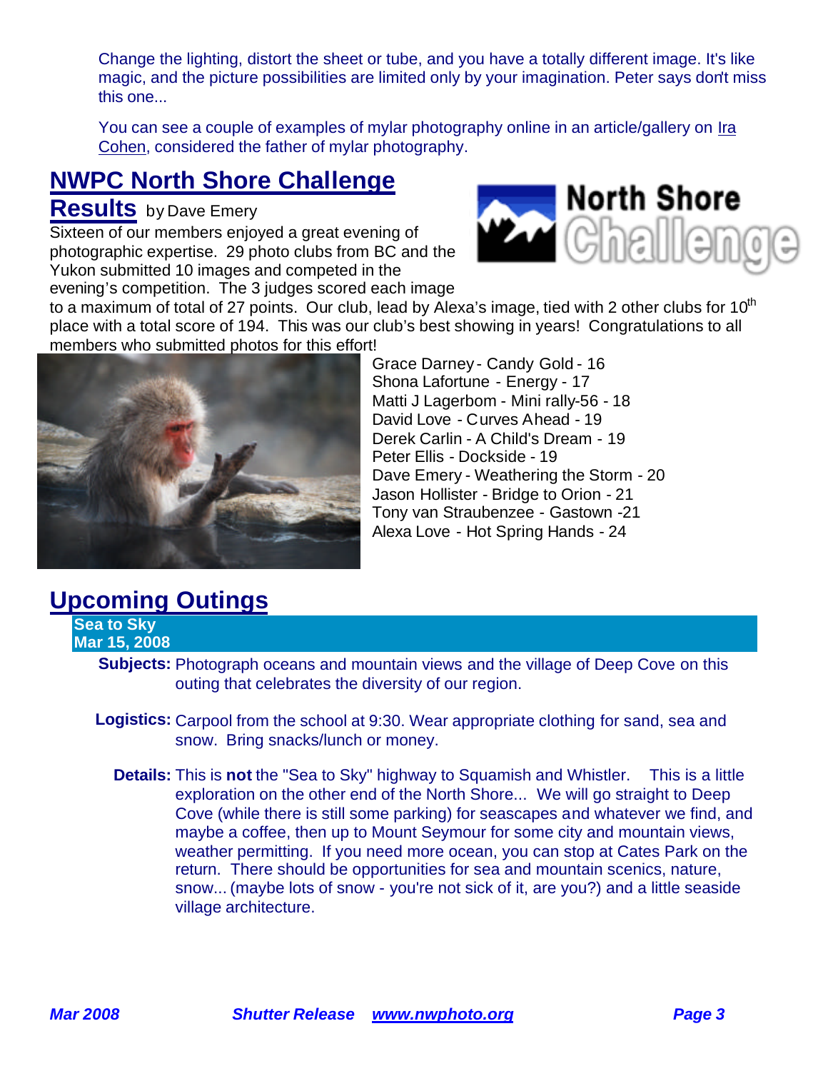Change the lighting, distort the sheet or tube, and you have a totally different image. It's like magic, and the picture possibilities are limited only by your imagination. Peter says don't miss this one...

You can see a couple of examples of mylar photography online in an article/gallery on Ira Cohen, considered the father of mylar photography.

## NWPC North Shore Challenge Results

by Dave Emery

Sixteen of our members enjoyed a great evening of photographic expertise. 29 photo clubs from BC and the Yukon submitted 10 images and competed in the evening's competition. The 3 judges scored each image to a maximum of total of 27 points. Our club, lead by Alexa's image, tied with 2 other clubs for 10th place with a total score of 194. This was our club's best showing in years! Congratulations to all members who submitted photos for this effort!

- Grace Darney - Candy Gold - 16
- Shona Lafortune - Energy - 17
- Matti J Lagerbom - Mini rally-56 - 18
- David Love - Curves Ahead - 19
- Derek Carlin - A Child's Dream - 19
- Peter Ellis - Dockside - 19
- Dave Emery - Weathering the Storm - 20
- Jason Hollister - Bridge to Orion - 21
- Tony van Straubenzee - Gastown -21
- Alexa Love - Hot Spring Hands - 24

## Upcoming Outings

**Sea to Sky**
**Mar 15, 2008**

**Subjects:** Photograph oceans and mountain views and the village of Deep Cove on this outing that celebrates the diversity of our region.

**Logistics:** Carpool from the school at 9:30. Wear appropriate clothing for sand, sea and snow. Bring snacks/lunch or money.

**Details:** This is **not** the "Sea to Sky" highway to Squamish and Whistler. This is a little exploration on the other end of the North Shore... We will go straight to Deep Cove (while there is still some parking) for seascapes and whatever we find, and maybe a coffee, then up to Mount Seymour for some city and mountain views, weather permitting. If you need more ocean, you can stop at Cates Park on the return. There should be opportunities for sea and mountain scenics, nature, snow... (maybe lots of snow - you're not sick of it, are you?) and a little seaside village architecture.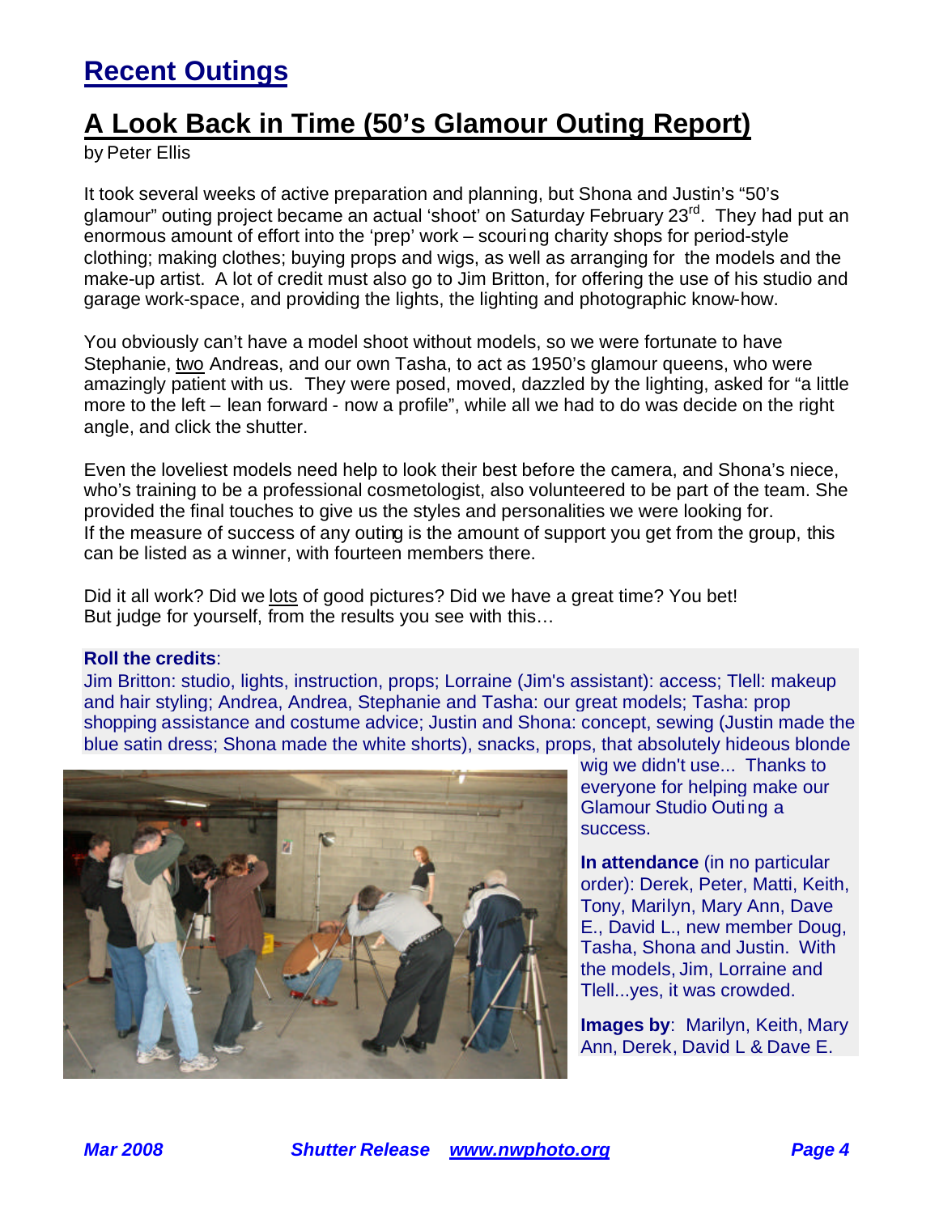## Recent Outings

## A Look Back in Time (50's Glamour Outing Report)

by Peter Ellis

It took several weeks of active preparation and planning, but Shona and Justin's "50's glamour" outing project became an actual 'shoot' on Saturday February 23rd. They had put an enormous amount of effort into the 'prep' work – scouring charity shops for period-style clothing; making clothes; buying props and wigs, as well as arranging for the models and the make-up artist. A lot of credit must also go to Jim Britton, for offering the use of his studio and garage work-space, and providing the lights, the lighting and photographic know-how.

You obviously can't have a model shoot without models, so we were fortunate to have Stephanie, two Andreas, and our own Tasha, to act as 1950's glamour queens, who were amazingly patient with us. They were posed, moved, dazzled by the lighting, asked for "a little more to the left – lean forward - now a profile", while all we had to do was decide on the right angle, and click the shutter.

Even the loveliest models need help to look their best before the camera, and Shona's niece, who's training to be a professional cosmetologist, also volunteered to be part of the team. She provided the final touches to give us the styles and personalities we were looking for.
If the measure of success of any outing is the amount of support you get from the group, this can be listed as a winner, with fourteen members there.

Did it all work? Did we lots of good pictures? Did we have a great time? You bet!
But judge for yourself, from the results you see with this…

**Roll the credits**:
Jim Britton: studio, lights, instruction, props; Lorraine (Jim's assistant): access; Tlell: makeup and hair styling; Andrea, Andrea, Stephanie and Tasha: our great models; Tasha: prop shopping assistance and costume advice; Justin and Shona: concept, sewing (Justin made the blue satin dress; Shona made the white shorts), snacks, props, that absolutely hideous blonde wig we didn't use... Thanks to everyone for helping make our Glamour Studio Outing a success.

**In attendance** (in no particular order): Derek, Peter, Matti, Keith, Tony, Marilyn, Mary Ann, Dave E., David L., new member Doug, Tasha, Shona and Justin. With the models, Jim, Lorraine and Tlell...yes, it was crowded.

**Images by**: Marilyn, Keith, Mary Ann, Derek, David L & Dave E.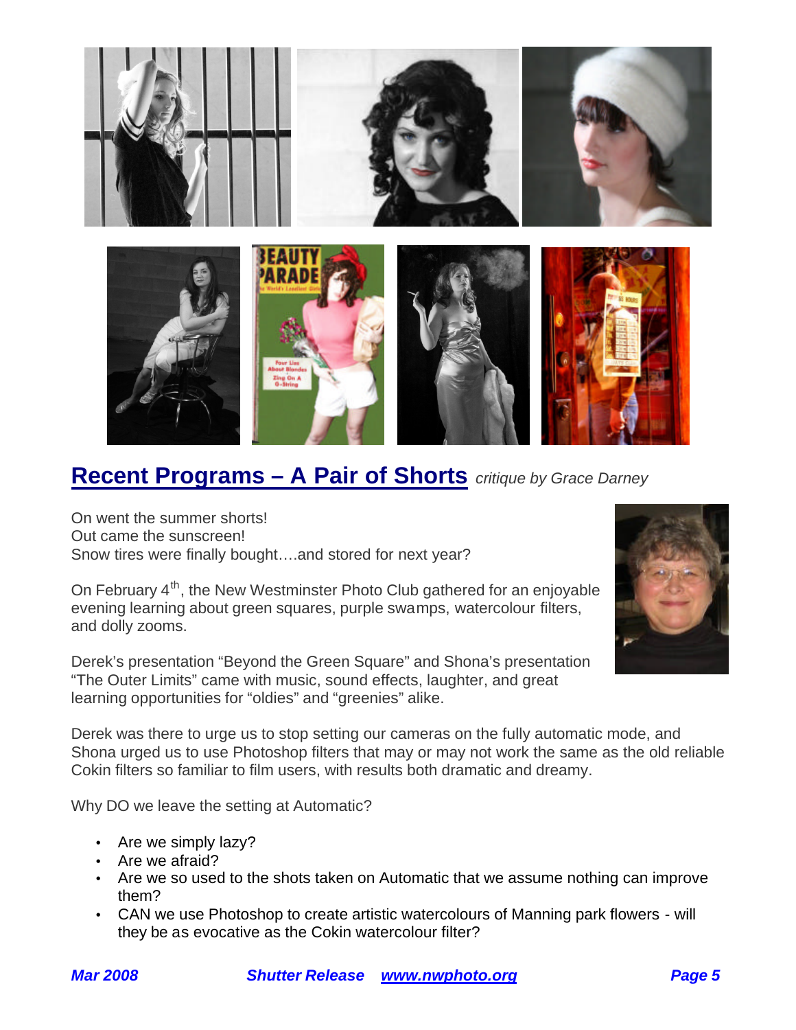## Recent Programs – A Pair of Shorts *critique by Grace Darney*

On went the summer shorts!
Out came the sunscreen!
Snow tires were finally bought….and stored for next year?

On February 4th, the New Westminster Photo Club gathered for an enjoyable evening learning about green squares, purple swamps, watercolour filters, and dolly zooms.

Derek's presentation "Beyond the Green Square" and Shona's presentation "The Outer Limits" came with music, sound effects, laughter, and great learning opportunities for "oldies" and "greenies" alike.

Derek was there to urge us to stop setting our cameras on the fully automatic mode, and Shona urged us to use Photoshop filters that may or may not work the same as the old reliable Cokin filters so familiar to film users, with results both dramatic and dreamy.

Why DO we leave the setting at Automatic?

- Are we simply lazy?
- Are we afraid?
- Are we so used to the shots taken on Automatic that we assume nothing can improve them?
- CAN we use Photoshop to create artistic watercolours of Manning park flowers - will they be as evocative as the Cokin watercolour filter?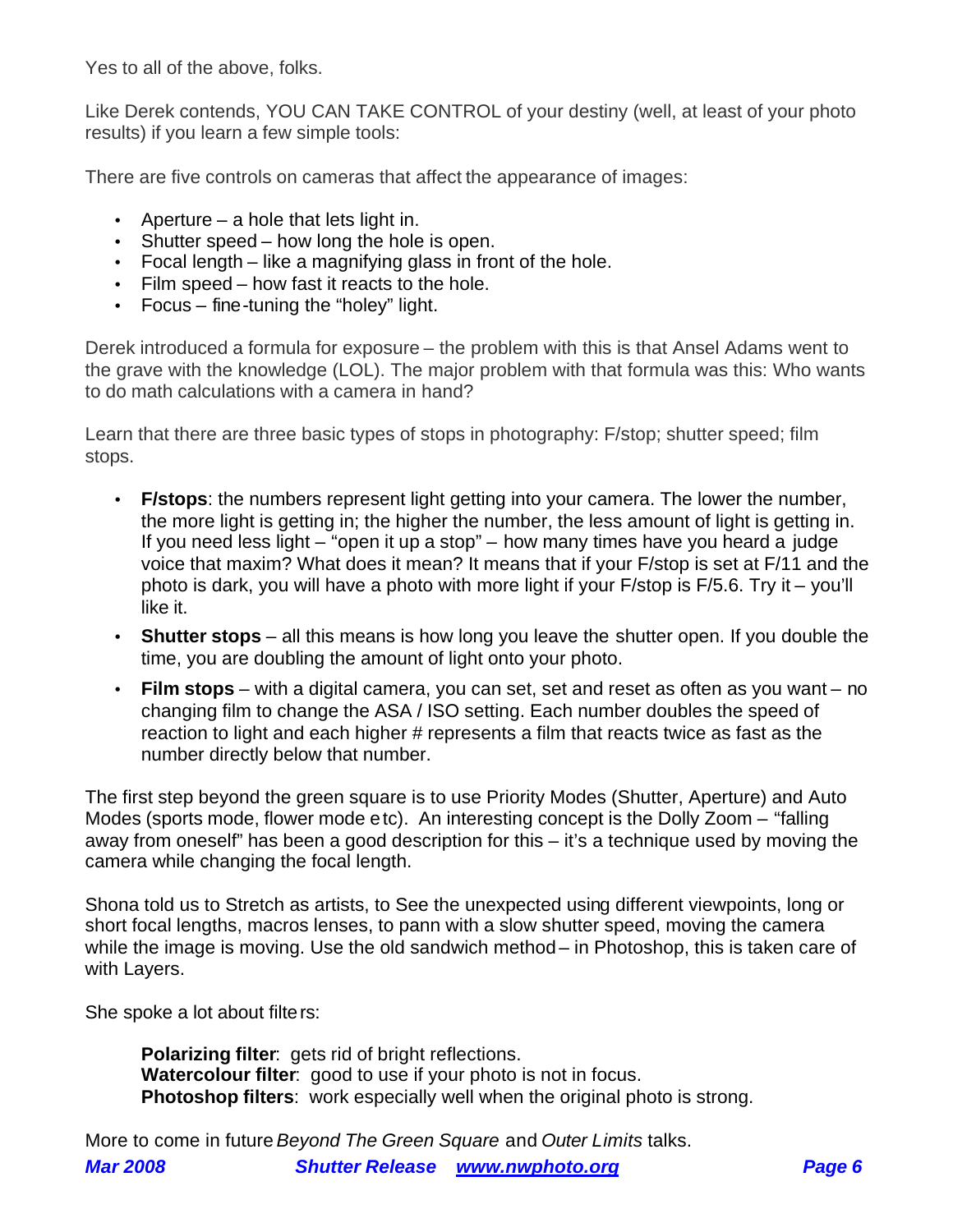Yes to all of the above, folks.

Like Derek contends, YOU CAN TAKE CONTROL of your destiny (well, at least of your photo results) if you learn a few simple tools:

There are five controls on cameras that affect the appearance of images:

- Aperture – a hole that lets light in.
- Shutter speed – how long the hole is open.
- Focal length – like a magnifying glass in front of the hole.
- Film speed – how fast it reacts to the hole.
- Focus – fine-tuning the "holey" light.

Derek introduced a formula for exposure – the problem with this is that Ansel Adams went to the grave with the knowledge (LOL). The major problem with that formula was this: Who wants to do math calculations with a camera in hand?

Learn that there are three basic types of stops in photography: F/stop; shutter speed; film stops.

- **F/stops**: the numbers represent light getting into your camera. The lower the number, the more light is getting in; the higher the number, the less amount of light is getting in. If you need less light – "open it up a stop" – how many times have you heard a judge voice that maxim? What does it mean? It means that if your F/stop is set at F/11 and the photo is dark, you will have a photo with more light if your F/stop is F/5.6. Try it – you'll like it.
- **Shutter stops** – all this means is how long you leave the shutter open. If you double the time, you are doubling the amount of light onto your photo.
- **Film stops** – with a digital camera, you can set, set and reset as often as you want – no changing film to change the ASA / ISO setting. Each number doubles the speed of reaction to light and each higher # represents a film that reacts twice as fast as the number directly below that number.

The first step beyond the green square is to use Priority Modes (Shutter, Aperture) and Auto Modes (sports mode, flower mode etc). An interesting concept is the Dolly Zoom – "falling away from oneself" has been a good description for this – it's a technique used by moving the camera while changing the focal length.

Shona told us to Stretch as artists, to See the unexpected using different viewpoints, long or short focal lengths, macros lenses, to pann with a slow shutter speed, moving the camera while the image is moving. Use the old sandwich method – in Photoshop, this is taken care of with Layers.

She spoke a lot about filters:

**Polarizing filter**: gets rid of bright reflections.
**Watercolour filter**: good to use if your photo is not in focus.
**Photoshop filters**: work especially well when the original photo is strong.

More to come in future *Beyond The Green Square* and *Outer Limits* talks.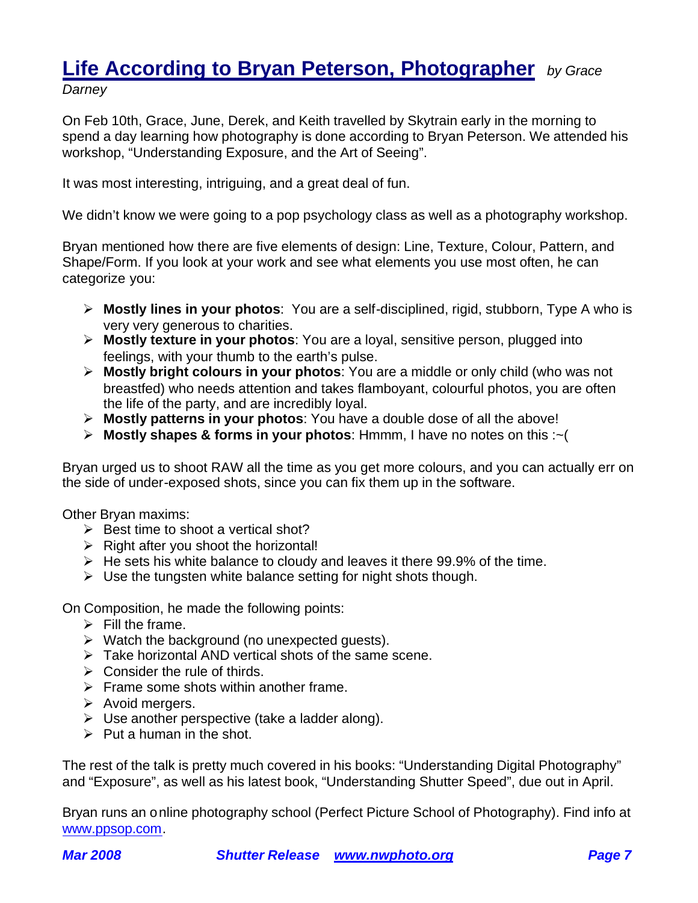# Life According to Bryan Peterson, Photographer

*by Grace Darney*

On Feb 10th, Grace, June, Derek, and Keith travelled by Skytrain early in the morning to spend a day learning how photography is done according to Bryan Peterson. We attended his workshop, "Understanding Exposure, and the Art of Seeing".

It was most interesting, intriguing, and a great deal of fun.

We didn't know we were going to a pop psychology class as well as a photography workshop.

Bryan mentioned how there are five elements of design: Line, Texture, Colour, Pattern, and Shape/Form. If you look at your work and see what elements you use most often, he can categorize you:

- **Mostly lines in your photos**: You are a self-disciplined, rigid, stubborn, Type A who is very very generous to charities.
- **Mostly texture in your photos**: You are a loyal, sensitive person, plugged into feelings, with your thumb to the earth's pulse.
- **Mostly bright colours in your photos**: You are a middle or only child (who was not breastfed) who needs attention and takes flamboyant, colourful photos, you are often the life of the party, and are incredibly loyal.
- **Mostly patterns in your photos**: You have a double dose of all the above!
- **Mostly shapes & forms in your photos**: Hmmm, I have no notes on this :~(

Bryan urged us to shoot RAW all the time as you get more colours, and you can actually err on the side of under-exposed shots, since you can fix them up in the software.

Other Bryan maxims:

- Best time to shoot a vertical shot?
- Right after you shoot the horizontal!
- He sets his white balance to cloudy and leaves it there 99.9% of the time.
- Use the tungsten white balance setting for night shots though.

On Composition, he made the following points:

- Fill the frame.
- Watch the background (no unexpected guests).
- Take horizontal AND vertical shots of the same scene.
- Consider the rule of thirds.
- Frame some shots within another frame.
- Avoid mergers.
- Use another perspective (take a ladder along).
- Put a human in the shot.

The rest of the talk is pretty much covered in his books: "Understanding Digital Photography" and "Exposure", as well as his latest book, "Understanding Shutter Speed", due out in April.

Bryan runs an online photography school (Perfect Picture School of Photography). Find info at www.ppsop.com.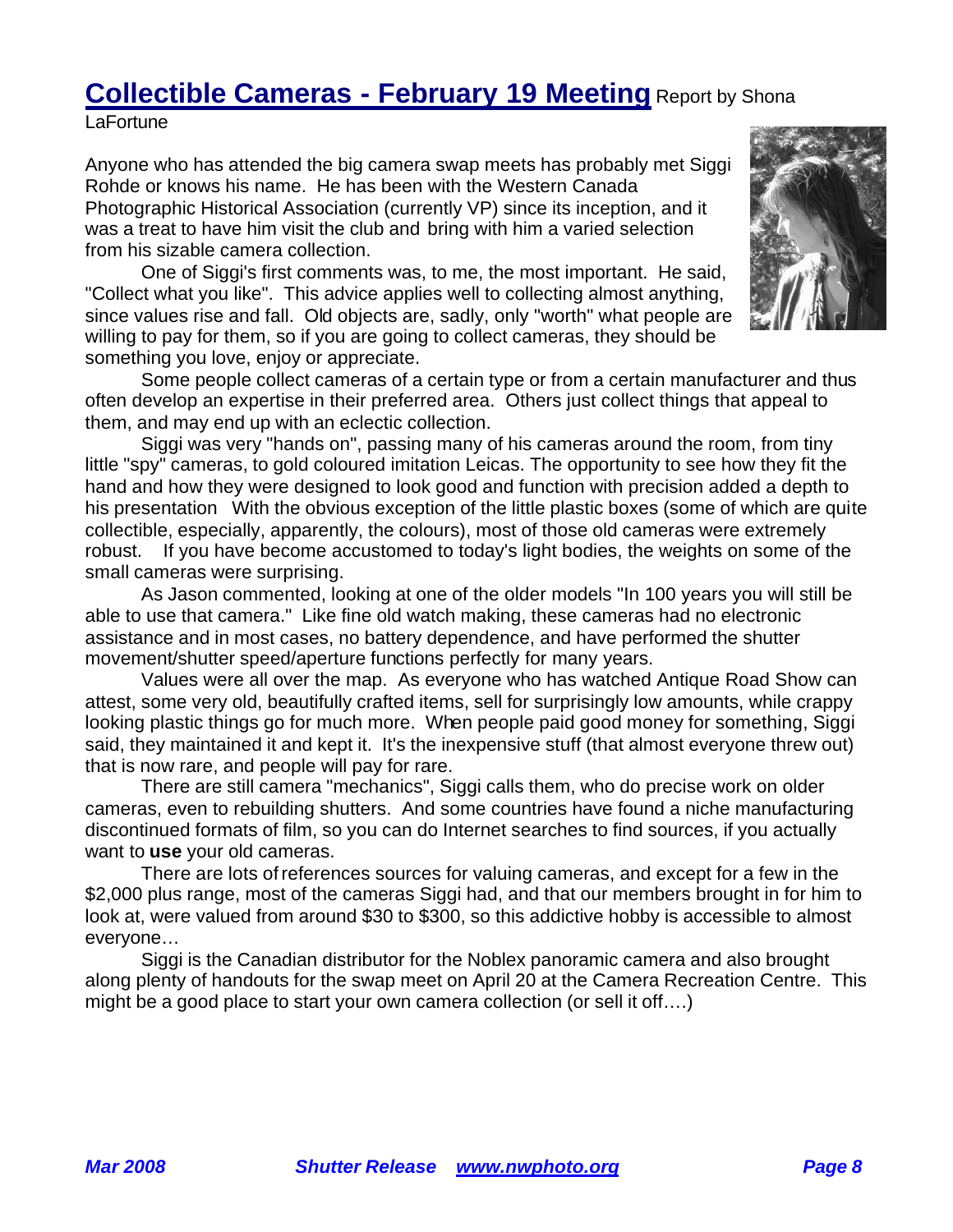## Collectible Cameras - February 19 Meeting Report by Shona LaFortune

Anyone who has attended the big camera swap meets has probably met Siggi Rohde or knows his name. He has been with the Western Canada Photographic Historical Association (currently VP) since its inception, and it was a treat to have him visit the club and bring with him a varied selection from his sizable camera collection.

One of Siggi's first comments was, to me, the most important. He said, "Collect what you like". This advice applies well to collecting almost anything, since values rise and fall. Old objects are, sadly, only "worth" what people are willing to pay for them, so if you are going to collect cameras, they should be something you love, enjoy or appreciate.

Some people collect cameras of a certain type or from a certain manufacturer and thus often develop an expertise in their preferred area. Others just collect things that appeal to them, and may end up with an eclectic collection.

Siggi was very "hands on", passing many of his cameras around the room, from tiny little "spy" cameras, to gold coloured imitation Leicas. The opportunity to see how they fit the hand and how they were designed to look good and function with precision added a depth to his presentation With the obvious exception of the little plastic boxes (some of which are quite collectible, especially, apparently, the colours), most of those old cameras were extremely robust. If you have become accustomed to today's light bodies, the weights on some of the small cameras were surprising.

As Jason commented, looking at one of the older models "In 100 years you will still be able to use that camera." Like fine old watch making, these cameras had no electronic assistance and in most cases, no battery dependence, and have performed the shutter movement/shutter speed/aperture functions perfectly for many years.

Values were all over the map. As everyone who has watched Antique Road Show can attest, some very old, beautifully crafted items, sell for surprisingly low amounts, while crappy looking plastic things go for much more. When people paid good money for something, Siggi said, they maintained it and kept it. It's the inexpensive stuff (that almost everyone threw out) that is now rare, and people will pay for rare.

There are still camera "mechanics", Siggi calls them, who do precise work on older cameras, even to rebuilding shutters. And some countries have found a niche manufacturing discontinued formats of film, so you can do Internet searches to find sources, if you actually want to **use** your old cameras.

There are lots of references sources for valuing cameras, and except for a few in the $2,000 plus range, most of the cameras Siggi had, and that our members brought in for him to look at, were valued from around $30 to $300, so this addictive hobby is accessible to almost everyone…

Siggi is the Canadian distributor for the Noblex panoramic camera and also brought along plenty of handouts for the swap meet on April 20 at the Camera Recreation Centre. This might be a good place to start your own camera collection (or sell it off….)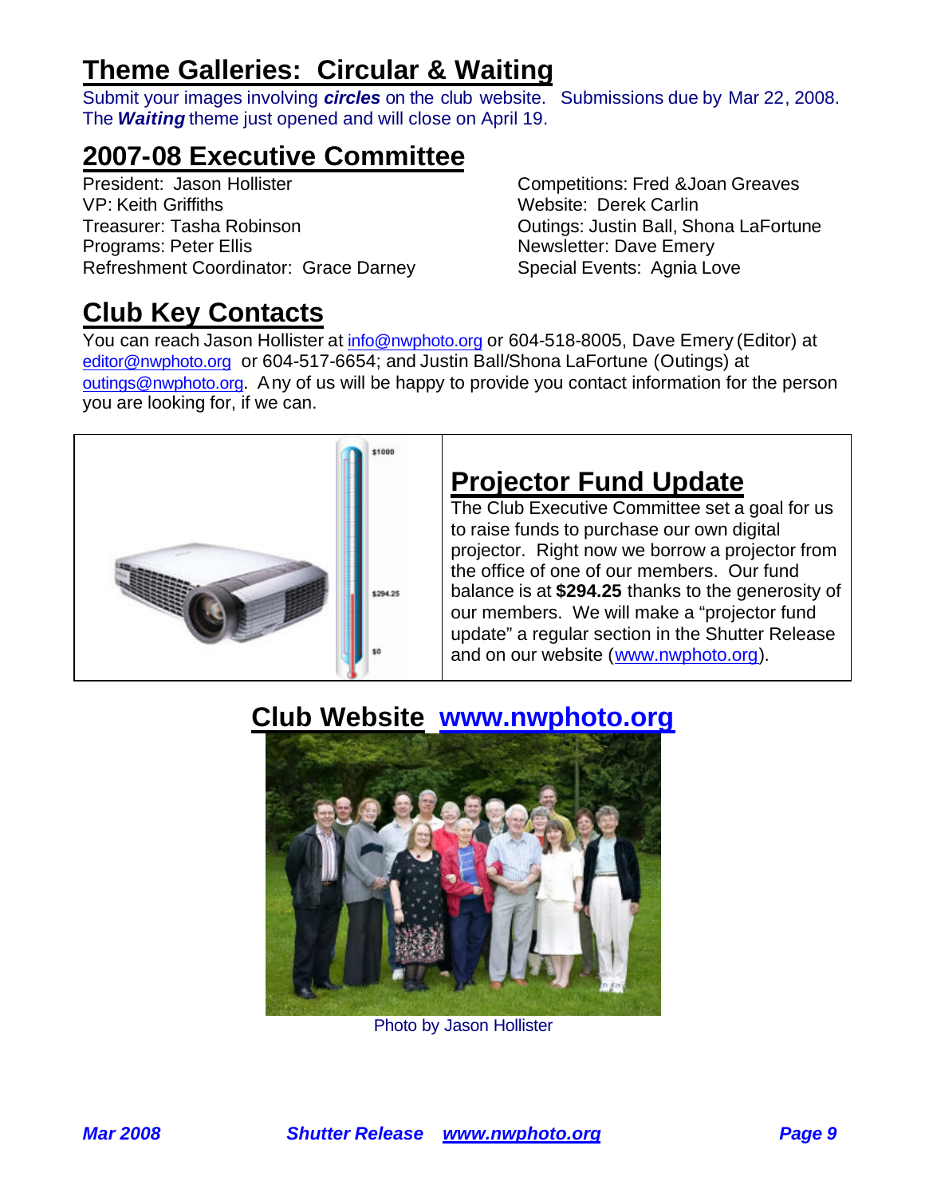## Theme Galleries: Circular & Waiting

Submit your images involving ***circles*** on the club website. Submissions due by Mar 22, 2008. The ***Waiting*** theme just opened and will close on April 19.

## 2007-08 Executive Committee

President: Jason Hollister
VP: Keith Griffiths
Treasurer: Tasha Robinson
Programs: Peter Ellis
Refreshment Coordinator: Grace Darney

Competitions: Fred &Joan Greaves
Website: Derek Carlin
Outings: Justin Ball, Shona LaFortune
Newsletter: Dave Emery
Special Events: Agnia Love

## Club Key Contacts

You can reach Jason Hollister at info@nwphoto.org or 604-518-8005, Dave Emery (Editor) at editor@nwphoto.org or 604-517-6654; and Justin Ball/Shona LaFortune (Outings) at outings@nwphoto.org. Any of us will be happy to provide you contact information for the person you are looking for, if we can.

$1000

$294.25

$0

## Projector Fund Update

The Club Executive Committee set a goal for us to raise funds to purchase our own digital projector. Right now we borrow a projector from the office of one of our members. Our fund balance is at **$294.25** thanks to the generosity of our members. We will make a "projector fund update" a regular section in the Shutter Release and on our website (www.nwphoto.org).

## Club Website www.nwphoto.org

Photo by Jason Hollister